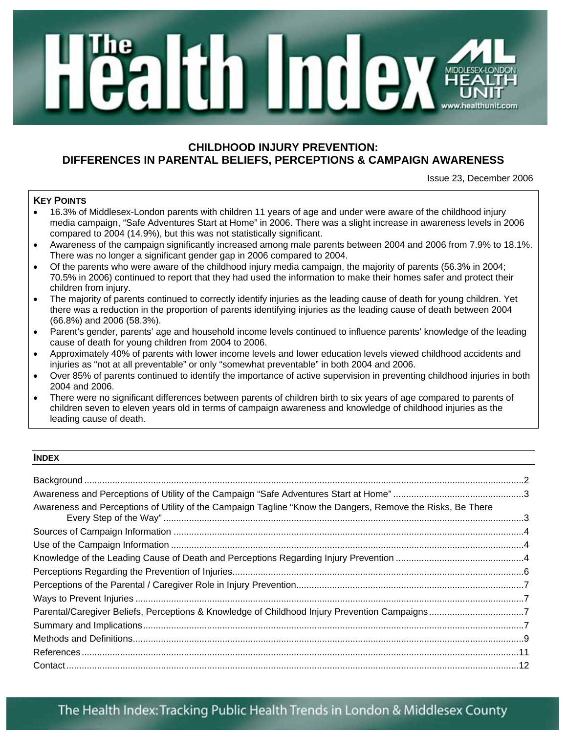# The Health Index

**MIDDLESEX-LONDON HEALTH UNIT** www.healthunit.com

## CHILDHOOD INJURY PREVENTION: DIFFERENCES IN PARENTAL BELIEFS, PERCEPTIONS & CAMPAIGN AWARENESS

Issue 23, December 2006

### KEY POINTS

- 16.3% of Middlesex-London parents with children 11 years of age and under were aware of the childhood injury media campaign, "Safe Adventures Start at Home" in 2006. There was a slight increase in awareness levels in 2006 compared to 2004 (14.9%), but this was not statistically significant.
- Awareness of the campaign significantly increased among male parents between 2004 and 2006 from 7.9% to 18.1%. There was no longer a significant gender gap in 2006 compared to 2004.
- Of the parents who were aware of the childhood injury media campaign, the majority of parents (56.3% in 2004; 70.5% in 2006) continued to report that they had used the information to make their homes safer and protect their children from injury.
- The majority of parents continued to correctly identify injuries as the leading cause of death for young children. Yet there was a reduction in the proportion of parents identifying injuries as the leading cause of death between 2004 (66.8%) and 2006 (58.3%).
- Parent's gender, parents' age and household income levels continued to influence parents' knowledge of the leading cause of death for young children from 2004 to 2006.
- Approximately 40% of parents with lower income levels and lower education levels viewed childhood accidents and injuries as "not at all preventable" or only "somewhat preventable" in both 2004 and 2006.
- Over 85% of parents continued to identify the importance of active supervision in preventing childhood injuries in both 2004 and 2006.
- There were no significant differences between parents of children birth to six years of age compared to parents of children seven to eleven years old in terms of campaign awareness and knowledge of childhood injuries as the leading cause of death.

### INDEX

- Background ... 2
- Awareness and Perceptions of Utility of the Campaign "Safe Adventures Start at Home" ... 3
- Awareness and Perceptions of Utility of the Campaign Tagline "Know the Dangers, Remove the Risks, Be There Every Step of the Way" ... 3
- Sources of Campaign Information ... 4
- Use of the Campaign Information ... 4
- Knowledge of the Leading Cause of Death and Perceptions Regarding Injury Prevention ... 4
- Perceptions Regarding the Prevention of Injuries ... 6
- Perceptions of the Parental / Caregiver Role in Injury Prevention ... 7
- Ways to Prevent Injuries ... 7
- Parental/Caregiver Beliefs, Perceptions & Knowledge of Childhood Injury Prevention Campaigns ... 7
- Summary and Implications ... 7
- Methods and Definitions ... 9
- References ... 11
- Contact ... 12

The Health Index: Tracking Public Health Trends in London & Middlesex County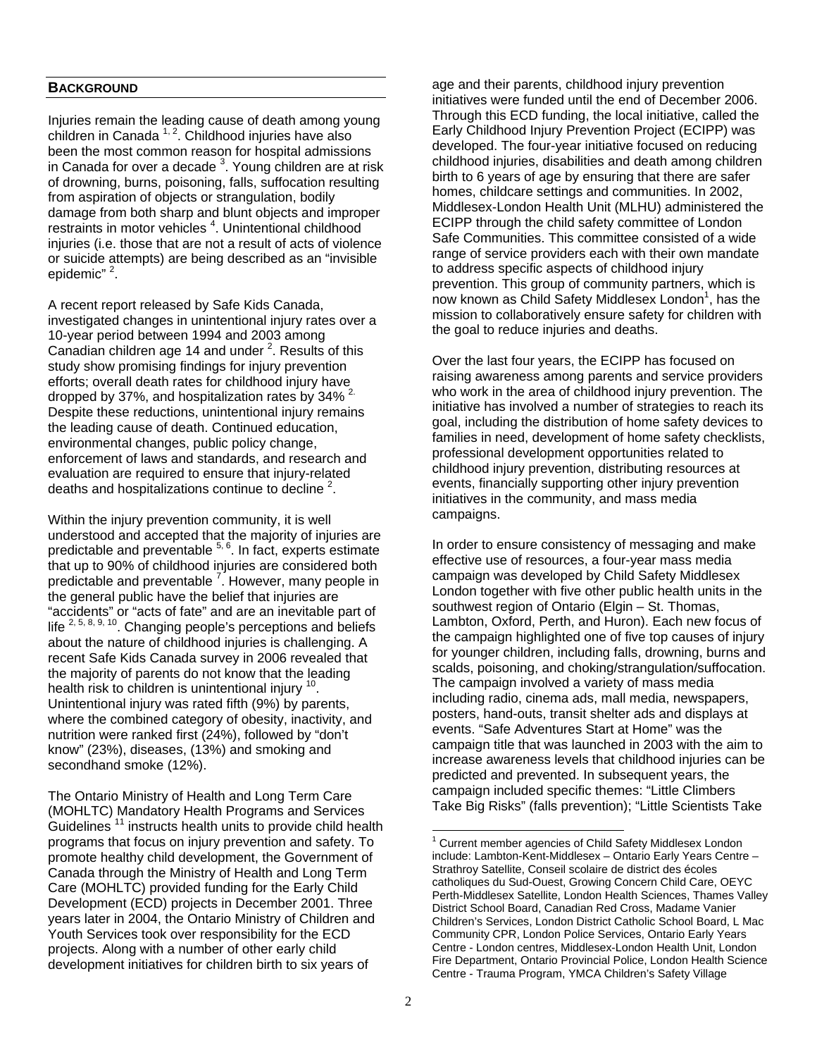## BACKGROUND

Injuries remain the leading cause of death among young children in Canada [1, 2]. Childhood injuries have also been the most common reason for hospital admissions in Canada for over a decade [3]. Young children are at risk of drowning, burns, poisoning, falls, suffocation resulting from aspiration of objects or strangulation, bodily damage from both sharp and blunt objects and improper restraints in motor vehicles [4]. Unintentional childhood injuries (i.e. those that are not a result of acts of violence or suicide attempts) are being described as an "invisible epidemic" [2].

A recent report released by Safe Kids Canada, investigated changes in unintentional injury rates over a 10-year period between 1994 and 2003 among Canadian children age 14 and under [2]. Results of this study show promising findings for injury prevention efforts; overall death rates for childhood injury have dropped by 37%, and hospitalization rates by 34% [2.] Despite these reductions, unintentional injury remains the leading cause of death. Continued education, environmental changes, public policy change, enforcement of laws and standards, and research and evaluation are required to ensure that injury-related deaths and hospitalizations continue to decline [2].

Within the injury prevention community, it is well understood and accepted that the majority of injuries are predictable and preventable [5, 6]. In fact, experts estimate that up to 90% of childhood injuries are considered both predictable and preventable [7]. However, many people in the general public have the belief that injuries are "accidents" or "acts of fate" and are an inevitable part of life [2, 5, 8, 9, 10]. Changing people's perceptions and beliefs about the nature of childhood injuries is challenging. A recent Safe Kids Canada survey in 2006 revealed that the majority of parents do not know that the leading health risk to children is unintentional injury [10]. Unintentional injury was rated fifth (9%) by parents, where the combined category of obesity, inactivity, and nutrition were ranked first (24%), followed by "don't know" (23%), diseases, (13%) and smoking and secondhand smoke (12%).

The Ontario Ministry of Health and Long Term Care (MOHLTC) Mandatory Health Programs and Services Guidelines [11] instructs health units to provide child health programs that focus on injury prevention and safety. To promote healthy child development, the Government of Canada through the Ministry of Health and Long Term Care (MOHLTC) provided funding for the Early Child Development (ECD) projects in December 2001. Three years later in 2004, the Ontario Ministry of Children and Youth Services took over responsibility for the ECD projects. Along with a number of other early child development initiatives for children birth to six years of age and their parents, childhood injury prevention initiatives were funded until the end of December 2006. Through this ECD funding, the local initiative, called the Early Childhood Injury Prevention Project (ECIPP) was developed. The four-year initiative focused on reducing childhood injuries, disabilities and death among children birth to 6 years of age by ensuring that there are safer homes, childcare settings and communities. In 2002, Middlesex-London Health Unit (MLHU) administered the ECIPP through the child safety committee of London Safe Communities. This committee consisted of a wide range of service providers each with their own mandate to address specific aspects of childhood injury prevention. This group of community partners, which is now known as Child Safety Middlesex London[1], has the mission to collaboratively ensure safety for children with the goal to reduce injuries and deaths.

Over the last four years, the ECIPP has focused on raising awareness among parents and service providers who work in the area of childhood injury prevention. The initiative has involved a number of strategies to reach its goal, including the distribution of home safety devices to families in need, development of home safety checklists, professional development opportunities related to childhood injury prevention, distributing resources at events, financially supporting other injury prevention initiatives in the community, and mass media campaigns.

In order to ensure consistency of messaging and make effective use of resources, a four-year mass media campaign was developed by Child Safety Middlesex London together with five other public health units in the southwest region of Ontario (Elgin – St. Thomas, Lambton, Oxford, Perth, and Huron). Each new focus of the campaign highlighted one of five top causes of injury for younger children, including falls, drowning, burns and scalds, poisoning, and choking/strangulation/suffocation. The campaign involved a variety of mass media including radio, cinema ads, mall media, newspapers, posters, hand-outs, transit shelter ads and displays at events. "Safe Adventures Start at Home" was the campaign title that was launched in 2003 with the aim to increase awareness levels that childhood injuries can be predicted and prevented. In subsequent years, the campaign included specific themes: "Little Climbers Take Big Risks" (falls prevention); "Little Scientists Take

---

[1] Current member agencies of Child Safety Middlesex London include: Lambton-Kent-Middlesex – Ontario Early Years Centre – Strathroy Satellite, Conseil scolaire de district des écoles catholiques du Sud-Ouest, Growing Concern Child Care, OEYC Perth-Middlesex Satellite, London Health Sciences, Thames Valley District School Board, Canadian Red Cross, Madame Vanier Children's Services, London District Catholic School Board, L Mac Community CPR, London Police Services, Ontario Early Years Centre - London centres, Middlesex-London Health Unit, London Fire Department, Ontario Provincial Police, London Health Science Centre - Trauma Program, YMCA Children's Safety Village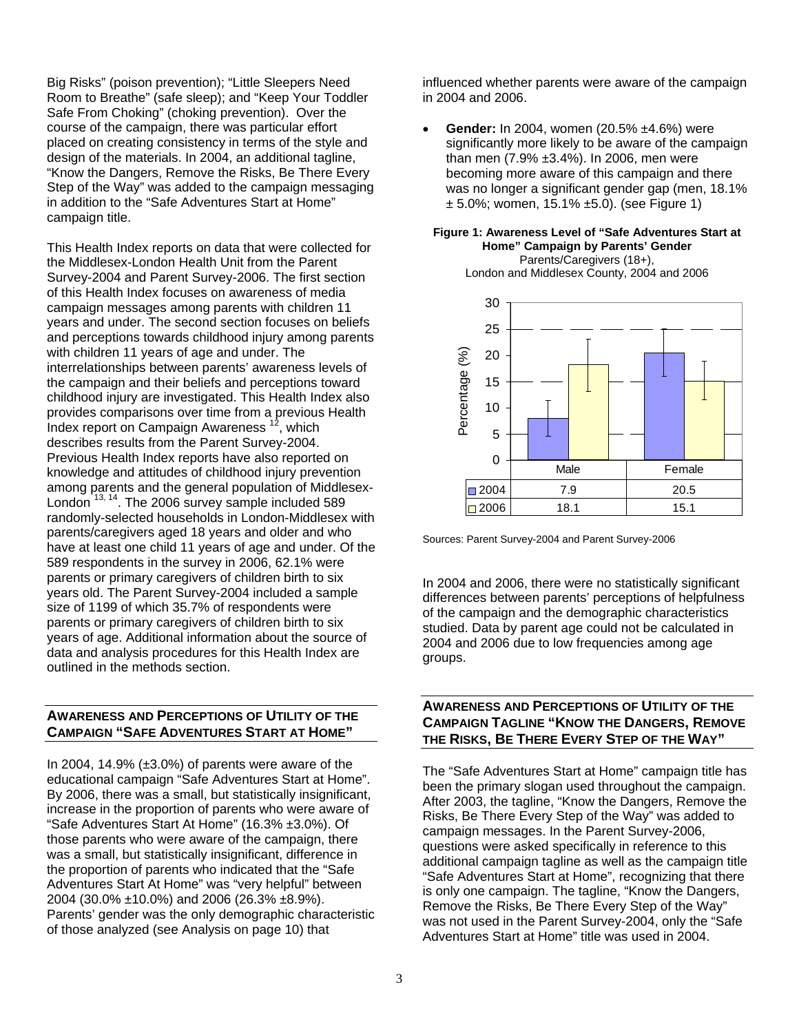Big Risks" (poison prevention); "Little Sleepers Need Room to Breathe" (safe sleep); and "Keep Your Toddler Safe From Choking" (choking prevention). Over the course of the campaign, there was particular effort placed on creating consistency in terms of the style and design of the materials. In 2004, an additional tagline, "Know the Dangers, Remove the Risks, Be There Every Step of the Way" was added to the campaign messaging in addition to the "Safe Adventures Start at Home" campaign title.

This Health Index reports on data that were collected for the Middlesex-London Health Unit from the Parent Survey-2004 and Parent Survey-2006. The first section of this Health Index focuses on awareness of media campaign messages among parents with children 11 years and under. The second section focuses on beliefs and perceptions towards childhood injury among parents with children 11 years of age and under. The interrelationships between parents' awareness levels of the campaign and their beliefs and perceptions toward childhood injury are investigated. This Health Index also provides comparisons over time from a previous Health Index report on Campaign Awareness [12], which describes results from the Parent Survey-2004. Previous Health Index reports have also reported on knowledge and attitudes of childhood injury prevention among parents and the general population of Middlesex-London [13, 14]. The 2006 survey sample included 589 randomly-selected households in London-Middlesex with parents/caregivers aged 18 years and older and who have at least one child 11 years of age and under. Of the 589 respondents in the survey in 2006, 62.1% were parents or primary caregivers of children birth to six years old. The Parent Survey-2004 included a sample size of 1199 of which 35.7% of respondents were parents or primary caregivers of children birth to six years of age. Additional information about the source of data and analysis procedures for this Health Index are outlined in the methods section.

## AWARENESS AND PERCEPTIONS OF UTILITY OF THE CAMPAIGN "SAFE ADVENTURES START AT HOME"

In 2004, 14.9% (±3.0%) of parents were aware of the educational campaign "Safe Adventures Start at Home". By 2006, there was a small, but statistically insignificant, increase in the proportion of parents who were aware of "Safe Adventures Start At Home" (16.3% ±3.0%). Of those parents who were aware of the campaign, there was a small, but statistically insignificant, difference in the proportion of parents who indicated that the "Safe Adventures Start At Home" was "very helpful" between 2004 (30.0% ±10.0%) and 2006 (26.3% ±8.9%). Parents' gender was the only demographic characteristic of those analyzed (see Analysis on page 10) that influenced whether parents were aware of the campaign in 2004 and 2006.

- **Gender:** In 2004, women (20.5% ±4.6%) were significantly more likely to be aware of the campaign than men (7.9% ±3.4%). In 2006, men were becoming more aware of this campaign and there was no longer a significant gender gap (men, 18.1% ± 5.0%; women, 15.1% ±5.0). (see Figure 1)

**Figure 1: Awareness Level of "Safe Adventures Start at Home" Campaign by Parents' Gender**
Parents/Caregivers (18+), London and Middlesex County, 2004 and 2006

| | Male | Female |
|---|---|---|
| 2004 | 7.9 | 20.5 |
| 2006 | 18.1 | 15.1 |

Sources: Parent Survey-2004 and Parent Survey-2006

In 2004 and 2006, there were no statistically significant differences between parents' perceptions of helpfulness of the campaign and the demographic characteristics studied. Data by parent age could not be calculated in 2004 and 2006 due to low frequencies among age groups.

## AWARENESS AND PERCEPTIONS OF UTILITY OF THE CAMPAIGN TAGLINE "KNOW THE DANGERS, REMOVE THE RISKS, BE THERE EVERY STEP OF THE WAY"

The "Safe Adventures Start at Home" campaign title has been the primary slogan used throughout the campaign. After 2003, the tagline, "Know the Dangers, Remove the Risks, Be There Every Step of the Way" was added to campaign messages. In the Parent Survey-2006, questions were asked specifically in reference to this additional campaign tagline as well as the campaign title "Safe Adventures Start at Home", recognizing that there is only one campaign. The tagline, "Know the Dangers, Remove the Risks, Be There Every Step of the Way" was not used in the Parent Survey-2004, only the "Safe Adventures Start at Home" title was used in 2004.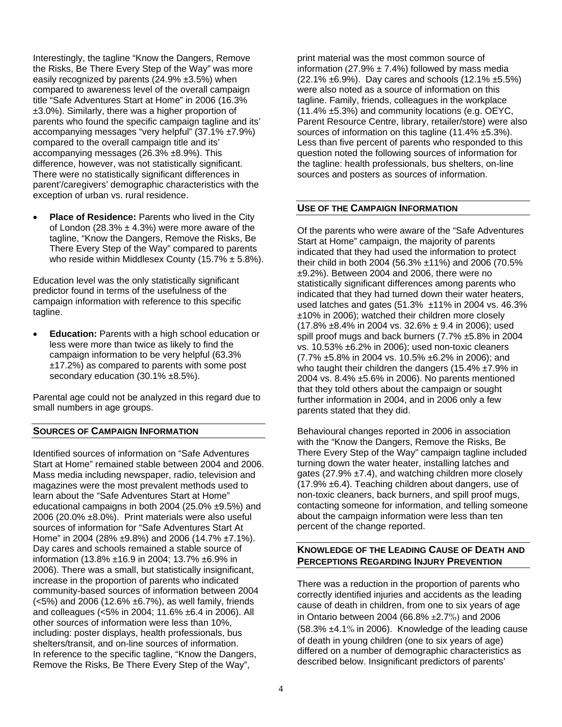Interestingly, the tagline "Know the Dangers, Remove the Risks, Be There Every Step of the Way" was more easily recognized by parents (24.9% ±3.5%) when compared to awareness level of the overall campaign title "Safe Adventures Start at Home" in 2006 (16.3% ±3.0%). Similarly, there was a higher proportion of parents who found the specific campaign tagline and its' accompanying messages "very helpful" (37.1% ±7.9%) compared to the overall campaign title and its' accompanying messages (26.3% ±8.9%). This difference, however, was not statistically significant. There were no statistically significant differences in parent'/caregivers' demographic characteristics with the exception of urban vs. rural residence.

- **Place of Residence:** Parents who lived in the City of London (28.3% ± 4.3%) were more aware of the tagline, "Know the Dangers, Remove the Risks, Be There Every Step of the Way" compared to parents who reside within Middlesex County (15.7% ± 5.8%).

Education level was the only statistically significant predictor found in terms of the usefulness of the campaign information with reference to this specific tagline.

- **Education:** Parents with a high school education or less were more than twice as likely to find the campaign information to be very helpful (63.3% ±17.2%) as compared to parents with some post secondary education (30.1% ±8.5%).

Parental age could not be analyzed in this regard due to small numbers in age groups.

## Sources of Campaign Information

Identified sources of information on "Safe Adventures Start at Home" remained stable between 2004 and 2006. Mass media including newspaper, radio, television and magazines were the most prevalent methods used to learn about the "Safe Adventures Start at Home" educational campaigns in both 2004 (25.0% ±9.5%) and 2006 (20.0% ±8.0%). Print materials were also useful sources of information for "Safe Adventures Start At Home" in 2004 (28% ±9.8%) and 2006 (14.7% ±7.1%). Day cares and schools remained a stable source of information (13.8% ±16.9 in 2004; 13.7% ±6.9% in 2006). There was a small, but statistically insignificant, increase in the proportion of parents who indicated community-based sources of information between 2004 (<5%) and 2006 (12.6% ±6.7%), as well family, friends and colleagues (<5% in 2004; 11.6% ±6.4 in 2006). All other sources of information were less than 10%, including: poster displays, health professionals, bus shelters/transit, and on-line sources of information. In reference to the specific tagline, "Know the Dangers, Remove the Risks, Be There Every Step of the Way", print material was the most common source of information (27.9% ± 7.4%) followed by mass media (22.1% ±6.9%). Day cares and schools (12.1% ±5.5%) were also noted as a source of information on this tagline. Family, friends, colleagues in the workplace (11.4% ±5.3%) and community locations (e.g. OEYC, Parent Resource Centre, library, retailer/store) were also sources of information on this tagline (11.4% ±5.3%). Less than five percent of parents who responded to this question noted the following sources of information for the tagline: health professionals, bus shelters, on-line sources and posters as sources of information.

## Use of the Campaign Information

Of the parents who were aware of the "Safe Adventures Start at Home" campaign, the majority of parents indicated that they had used the information to protect their child in both 2004 (56.3% ±11%) and 2006 (70.5% ±9.2%). Between 2004 and 2006, there were no statistically significant differences among parents who indicated that they had turned down their water heaters, used latches and gates (51.3% ±11% in 2004 vs. 46.3% ±10% in 2006); watched their children more closely (17.8% ±8.4% in 2004 vs. 32.6% ± 9.4 in 2006); used spill proof mugs and back burners (7.7% ±5.8% in 2004 vs. 10.53% ±6.2% in 2006); used non-toxic cleaners (7.7% ±5.8% in 2004 vs. 10.5% ±6.2% in 2006); and who taught their children the dangers (15.4% ±7.9% in 2004 vs. 8.4% ±5.6% in 2006). No parents mentioned that they told others about the campaign or sought further information in 2004, and in 2006 only a few parents stated that they did.

Behavioural changes reported in 2006 in association with the "Know the Dangers, Remove the Risks, Be There Every Step of the Way" campaign tagline included turning down the water heater, installing latches and gates (27.9% ±7.4), and watching children more closely (17.9% ±6.4). Teaching children about dangers, use of non-toxic cleaners, back burners, and spill proof mugs, contacting someone for information, and telling someone about the campaign information were less than ten percent of the change reported.

## Knowledge of the Leading Cause of Death and Perceptions Regarding Injury Prevention

There was a reduction in the proportion of parents who correctly identified injuries and accidents as the leading cause of death in children, from one to six years of age in Ontario between 2004 (66.8% ±2.7%) and 2006 (58.3% ±4.1% in 2006). Knowledge of the leading cause of death in young children (one to six years of age) differed on a number of demographic characteristics as described below. Insignificant predictors of parents'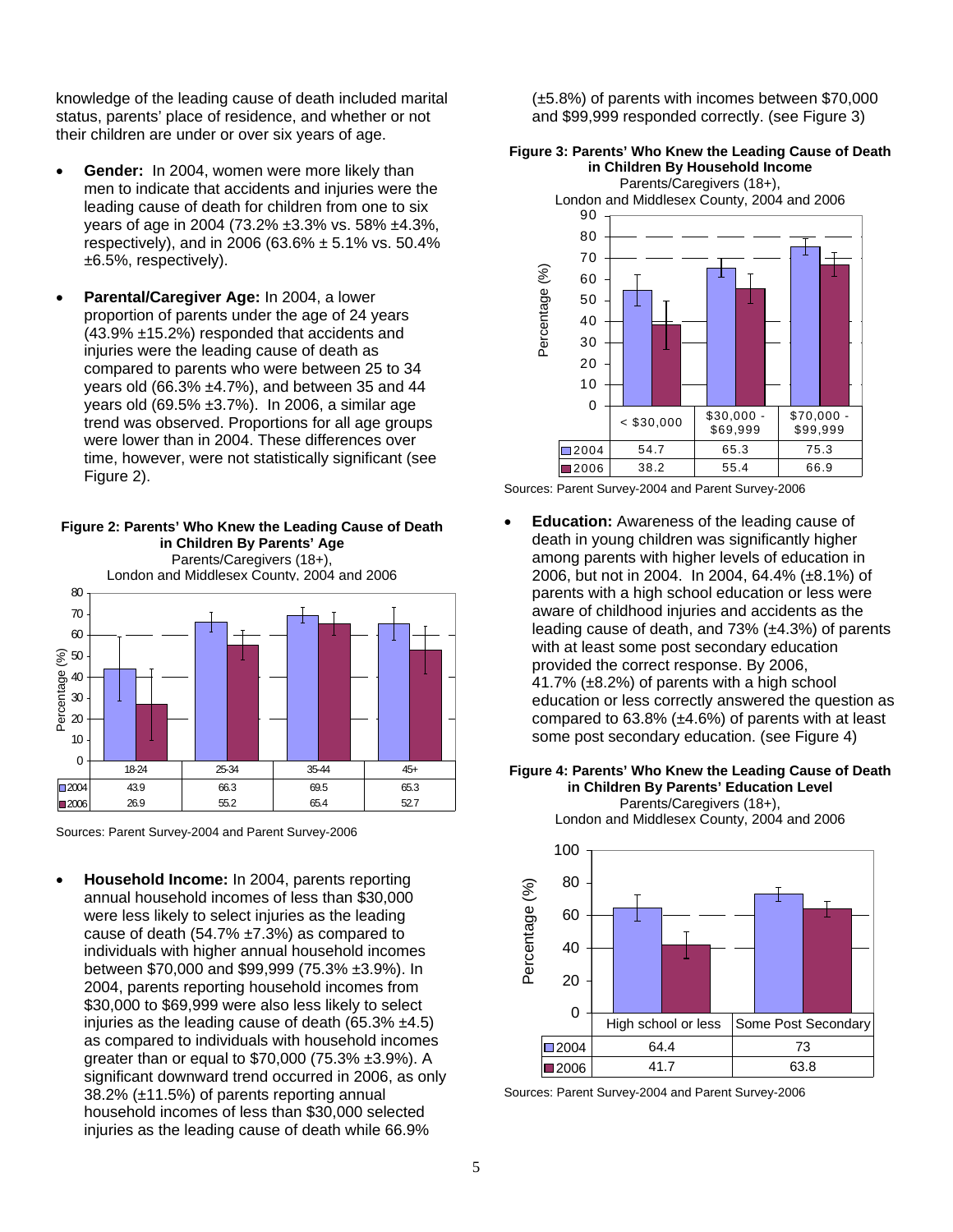knowledge of the leading cause of death included marital status, parents' place of residence, and whether or not their children are under or over six years of age.

- **Gender:** In 2004, women were more likely than men to indicate that accidents and injuries were the leading cause of death for children from one to six years of age in 2004 (73.2% ±3.3% vs. 58% ±4.3%, respectively), and in 2006 (63.6% ± 5.1% vs. 50.4% ±6.5%, respectively).

- **Parental/Caregiver Age:** In 2004, a lower proportion of parents under the age of 24 years (43.9% ±15.2%) responded that accidents and injuries were the leading cause of death as compared to parents who were between 25 to 34 years old (66.3% ±4.7%), and between 35 and 44 years old (69.5% ±3.7%). In 2006, a similar age trend was observed. Proportions for all age groups were lower than in 2004. These differences over time, however, were not statistically significant (see Figure 2).

**Figure 2: Parents' Who Knew the Leading Cause of Death in Children By Parents' Age**
Parents/Caregivers (18+),
London and Middlesex County, 2004 and 2006

| | 18-24 | 25-34 | 35-44 | 45+ |
|---|---|---|---|---|
| 2004 | 43.9 | 66.3 | 69.5 | 65.3 |
| 2006 | 26.9 | 55.2 | 65.4 | 52.7 |

Sources: Parent Survey-2004 and Parent Survey-2006

- **Household Income:** In 2004, parents reporting annual household incomes of less than $30,000 were less likely to select injuries as the leading cause of death (54.7% ±7.3%) as compared to individuals with higher annual household incomes between $70,000 and $99,999 (75.3% ±3.9%). In 2004, parents reporting household incomes from $30,000 to $69,999 were also less likely to select injuries as the leading cause of death (65.3% ±4.5) as compared to individuals with household incomes greater than or equal to $70,000 (75.3% ±3.9%). A significant downward trend occurred in 2006, as only 38.2% (±11.5%) of parents reporting annual household incomes of less than $30,000 selected injuries as the leading cause of death while 66.9% (±5.8%) of parents with incomes between $70,000 and $99,999 responded correctly. (see Figure 3)

**Figure 3: Parents' Who Knew the Leading Cause of Death in Children By Household Income**
Parents/Caregivers (18+),
London and Middlesex County, 2004 and 2006

| | < $30,000 | $30,000 - $69,999 | $70,000 - $99,999 |
|---|---|---|---|
| 2004 | 54.7 | 65.3 | 75.3 |
| 2006 | 38.2 | 55.4 | 66.9 |

Sources: Parent Survey-2004 and Parent Survey-2006

- **Education:** Awareness of the leading cause of death in young children was significantly higher among parents with higher levels of education in 2006, but not in 2004. In 2004, 64.4% (±8.1%) of parents with a high school education or less were aware of childhood injuries and accidents as the leading cause of death, and 73% (±4.3%) of parents with at least some post secondary education provided the correct response. By 2006, 41.7% (±8.2%) of parents with a high school education or less correctly answered the question as compared to 63.8% (±4.6%) of parents with at least some post secondary education. (see Figure 4)

**Figure 4: Parents' Who Knew the Leading Cause of Death in Children By Parents' Education Level**
Parents/Caregivers (18+),
London and Middlesex County, 2004 and 2006

| | High school or less | Some Post Secondary |
|---|---|---|
| 2004 | 64.4 | 73 |
| 2006 | 41.7 | 63.8 |

Sources: Parent Survey-2004 and Parent Survey-2006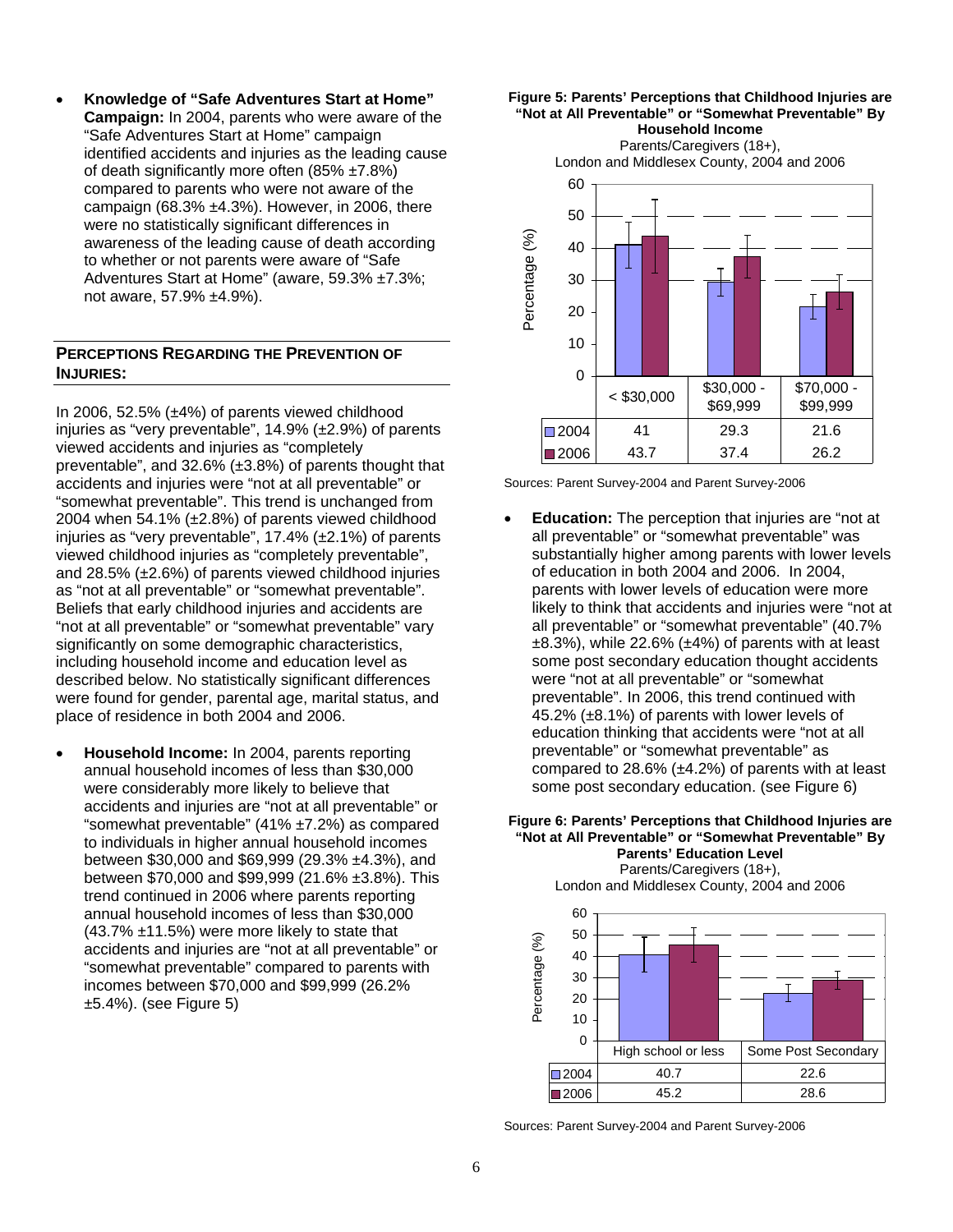- **Knowledge of "Safe Adventures Start at Home" Campaign:** In 2004, parents who were aware of the "Safe Adventures Start at Home" campaign identified accidents and injuries as the leading cause of death significantly more often (85% ±7.8%) compared to parents who were not aware of the campaign (68.3% ±4.3%). However, in 2006, there were no statistically significant differences in awareness of the leading cause of death according to whether or not parents were aware of "Safe Adventures Start at Home" (aware, 59.3% ±7.3%; not aware, 57.9% ±4.9%).

## PERCEPTIONS REGARDING THE PREVENTION OF INJURIES:

In 2006, 52.5% (±4%) of parents viewed childhood injuries as "very preventable", 14.9% (±2.9%) of parents viewed accidents and injuries as "completely preventable", and 32.6% (±3.8%) of parents thought that accidents and injuries were "not at all preventable" or "somewhat preventable". This trend is unchanged from 2004 when 54.1% (±2.8%) of parents viewed childhood injuries as "very preventable", 17.4% (±2.1%) of parents viewed childhood injuries as "completely preventable", and 28.5% (±2.6%) of parents viewed childhood injuries as "not at all preventable" or "somewhat preventable". Beliefs that early childhood injuries and accidents are "not at all preventable" or "somewhat preventable" vary significantly on some demographic characteristics, including household income and education level as described below. No statistically significant differences were found for gender, parental age, marital status, and place of residence in both 2004 and 2006.

- **Household Income:** In 2004, parents reporting annual household incomes of less than $30,000 were considerably more likely to believe that accidents and injuries are "not at all preventable" or "somewhat preventable" (41% ±7.2%) as compared to individuals in higher annual household incomes between $30,000 and $69,999 (29.3% ±4.3%), and between $70,000 and $99,999 (21.6% ±3.8%). This trend continued in 2006 where parents reporting annual household incomes of less than $30,000 (43.7% ±11.5%) were more likely to state that accidents and injuries are "not at all preventable" or "somewhat preventable" compared to parents with incomes between $70,000 and $99,999 (26.2% ±5.4%). (see Figure 5)

**Figure 5: Parents' Perceptions that Childhood Injuries are "Not at All Preventable" or "Somewhat Preventable" By Household Income**

Parents/Caregivers (18+), London and Middlesex County, 2004 and 2006

| | < $30,000 | $30,000 - $69,999 | $70,000 - $99,999 |
|---|---|---|---|
| 2004 | 41 | 29.3 | 21.6 |
| 2006 | 43.7 | 37.4 | 26.2 |

Sources: Parent Survey-2004 and Parent Survey-2006

- **Education:** The perception that injuries are "not at all preventable" or "somewhat preventable" was substantially higher among parents with lower levels of education in both 2004 and 2006. In 2004, parents with lower levels of education were more likely to think that accidents and injuries were "not at all preventable" or "somewhat preventable" (40.7% ±8.3%), while 22.6% (±4%) of parents with at least some post secondary education thought accidents were "not at all preventable" or "somewhat preventable". In 2006, this trend continued with 45.2% (±8.1%) of parents with lower levels of education thinking that accidents were "not at all preventable" or "somewhat preventable" as compared to 28.6% (±4.2%) of parents with at least some post secondary education. (see Figure 6)

**Figure 6: Parents' Perceptions that Childhood Injuries are "Not at All Preventable" or "Somewhat Preventable" By Parents' Education Level**

Parents/Caregivers (18+), London and Middlesex County, 2004 and 2006

| | High school or less | Some Post Secondary |
|---|---|---|
| 2004 | 40.7 | 22.6 |
| 2006 | 45.2 | 28.6 |

Sources: Parent Survey-2004 and Parent Survey-2006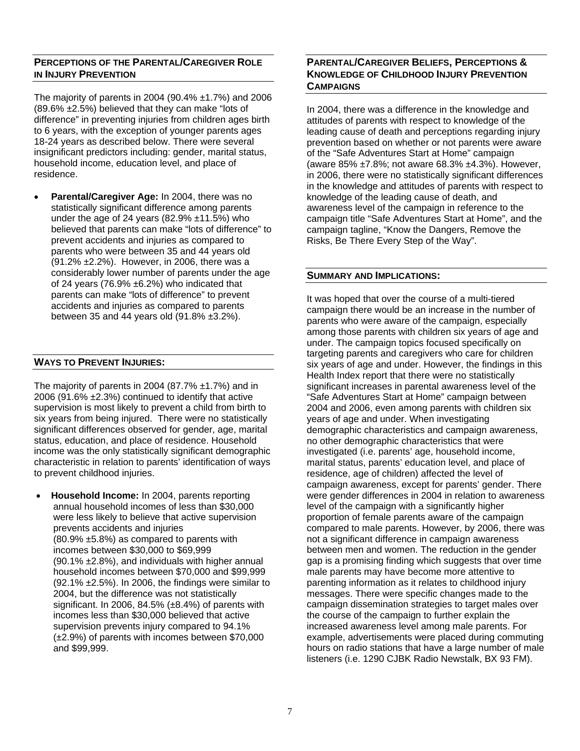## Perceptions of the Parental/Caregiver Role in Injury Prevention

The majority of parents in 2004 (90.4% ±1.7%) and 2006 (89.6% ±2.5%) believed that they can make "lots of difference" in preventing injuries from children ages birth to 6 years, with the exception of younger parents ages 18-24 years as described below. There were several insignificant predictors including: gender, marital status, household income, education level, and place of residence.

- **Parental/Caregiver Age:** In 2004, there was no statistically significant difference among parents under the age of 24 years (82.9% ±11.5%) who believed that parents can make "lots of difference" to prevent accidents and injuries as compared to parents who were between 35 and 44 years old (91.2% ±2.2%). However, in 2006, there was a considerably lower number of parents under the age of 24 years (76.9% ±6.2%) who indicated that parents can make "lots of difference" to prevent accidents and injuries as compared to parents between 35 and 44 years old (91.8% ±3.2%).

## Ways to Prevent Injuries:

The majority of parents in 2004 (87.7% ±1.7%) and in 2006 (91.6% ±2.3%) continued to identify that active supervision is most likely to prevent a child from birth to six years from being injured. There were no statistically significant differences observed for gender, age, marital status, education, and place of residence. Household income was the only statistically significant demographic characteristic in relation to parents' identification of ways to prevent childhood injuries.

- **Household Income:** In 2004, parents reporting annual household incomes of less than $30,000 were less likely to believe that active supervision prevents accidents and injuries (80.9% ±5.8%) as compared to parents with incomes between $30,000 to $69,999 (90.1% ±2.8%), and individuals with higher annual household incomes between $70,000 and $99,999 (92.1% ±2.5%). In 2006, the findings were similar to 2004, but the difference was not statistically significant. In 2006, 84.5% (±8.4%) of parents with incomes less than $30,000 believed that active supervision prevents injury compared to 94.1% (±2.9%) of parents with incomes between $70,000 and $99,999.

## Parental/Caregiver Beliefs, Perceptions & Knowledge of Childhood Injury Prevention Campaigns

In 2004, there was a difference in the knowledge and attitudes of parents with respect to knowledge of the leading cause of death and perceptions regarding injury prevention based on whether or not parents were aware of the "Safe Adventures Start at Home" campaign (aware 85% ±7.8%; not aware 68.3% ±4.3%). However, in 2006, there were no statistically significant differences in the knowledge and attitudes of parents with respect to knowledge of the leading cause of death, and awareness level of the campaign in reference to the campaign title "Safe Adventures Start at Home", and the campaign tagline, "Know the Dangers, Remove the Risks, Be There Every Step of the Way".

## Summary and Implications:

It was hoped that over the course of a multi-tiered campaign there would be an increase in the number of parents who were aware of the campaign, especially among those parents with children six years of age and under. The campaign topics focused specifically on targeting parents and caregivers who care for children six years of age and under. However, the findings in this Health Index report that there were no statistically significant increases in parental awareness level of the "Safe Adventures Start at Home" campaign between 2004 and 2006, even among parents with children six years of age and under. When investigating demographic characteristics and campaign awareness, no other demographic characteristics that were investigated (i.e. parents' age, household income, marital status, parents' education level, and place of residence, age of children) affected the level of campaign awareness, except for parents' gender. There were gender differences in 2004 in relation to awareness level of the campaign with a significantly higher proportion of female parents aware of the campaign compared to male parents. However, by 2006, there was not a significant difference in campaign awareness between men and women. The reduction in the gender gap is a promising finding which suggests that over time male parents may have become more attentive to parenting information as it relates to childhood injury messages. There were specific changes made to the campaign dissemination strategies to target males over the course of the campaign to further explain the increased awareness level among male parents. For example, advertisements were placed during commuting hours on radio stations that have a large number of male listeners (i.e. 1290 CJBK Radio Newstalk, BX 93 FM).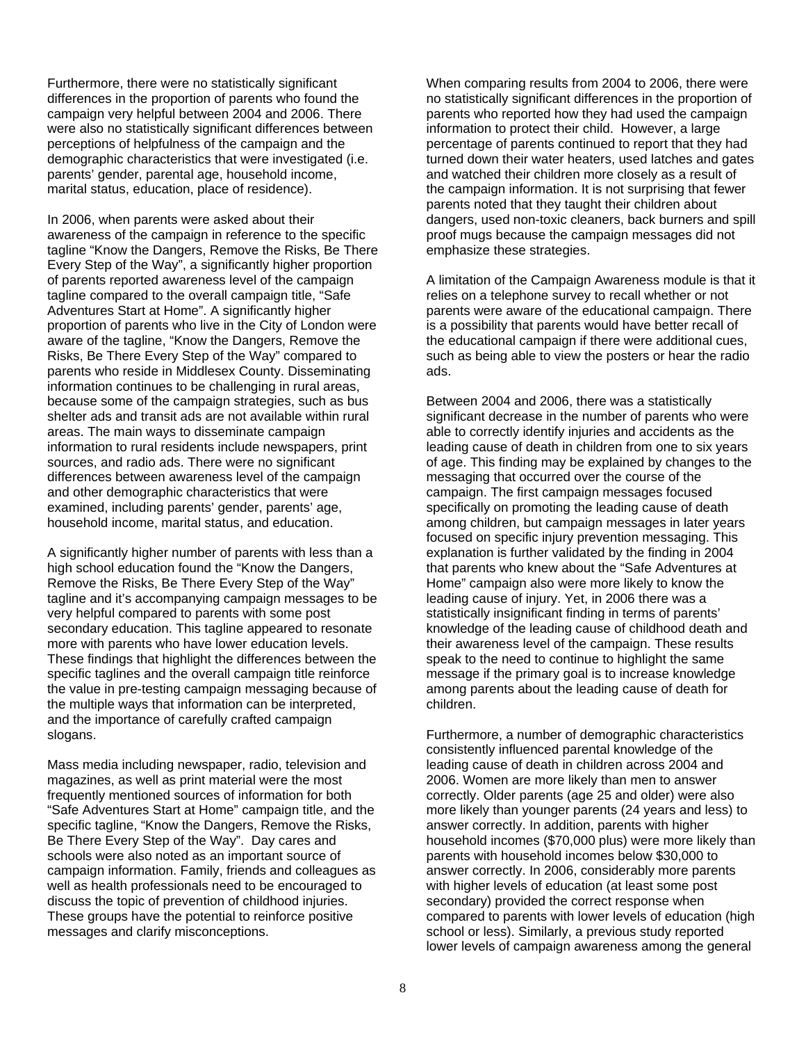Furthermore, there were no statistically significant differences in the proportion of parents who found the campaign very helpful between 2004 and 2006. There were also no statistically significant differences between perceptions of helpfulness of the campaign and the demographic characteristics that were investigated (i.e. parents' gender, parental age, household income, marital status, education, place of residence).

In 2006, when parents were asked about their awareness of the campaign in reference to the specific tagline "Know the Dangers, Remove the Risks, Be There Every Step of the Way", a significantly higher proportion of parents reported awareness level of the campaign tagline compared to the overall campaign title, "Safe Adventures Start at Home". A significantly higher proportion of parents who live in the City of London were aware of the tagline, "Know the Dangers, Remove the Risks, Be There Every Step of the Way" compared to parents who reside in Middlesex County. Disseminating information continues to be challenging in rural areas, because some of the campaign strategies, such as bus shelter ads and transit ads are not available within rural areas. The main ways to disseminate campaign information to rural residents include newspapers, print sources, and radio ads. There were no significant differences between awareness level of the campaign and other demographic characteristics that were examined, including parents' gender, parents' age, household income, marital status, and education.

A significantly higher number of parents with less than a high school education found the "Know the Dangers, Remove the Risks, Be There Every Step of the Way" tagline and it's accompanying campaign messages to be very helpful compared to parents with some post secondary education. This tagline appeared to resonate more with parents who have lower education levels. These findings that highlight the differences between the specific taglines and the overall campaign title reinforce the value in pre-testing campaign messaging because of the multiple ways that information can be interpreted, and the importance of carefully crafted campaign slogans.

Mass media including newspaper, radio, television and magazines, as well as print material were the most frequently mentioned sources of information for both "Safe Adventures Start at Home" campaign title, and the specific tagline, "Know the Dangers, Remove the Risks, Be There Every Step of the Way". Day cares and schools were also noted as an important source of campaign information. Family, friends and colleagues as well as health professionals need to be encouraged to discuss the topic of prevention of childhood injuries. These groups have the potential to reinforce positive messages and clarify misconceptions.

When comparing results from 2004 to 2006, there were no statistically significant differences in the proportion of parents who reported how they had used the campaign information to protect their child. However, a large percentage of parents continued to report that they had turned down their water heaters, used latches and gates and watched their children more closely as a result of the campaign information. It is not surprising that fewer parents noted that they taught their children about dangers, used non-toxic cleaners, back burners and spill proof mugs because the campaign messages did not emphasize these strategies.

A limitation of the Campaign Awareness module is that it relies on a telephone survey to recall whether or not parents were aware of the educational campaign. There is a possibility that parents would have better recall of the educational campaign if there were additional cues, such as being able to view the posters or hear the radio ads.

Between 2004 and 2006, there was a statistically significant decrease in the number of parents who were able to correctly identify injuries and accidents as the leading cause of death in children from one to six years of age. This finding may be explained by changes to the messaging that occurred over the course of the campaign. The first campaign messages focused specifically on promoting the leading cause of death among children, but campaign messages in later years focused on specific injury prevention messaging. This explanation is further validated by the finding in 2004 that parents who knew about the "Safe Adventures at Home" campaign also were more likely to know the leading cause of injury. Yet, in 2006 there was a statistically insignificant finding in terms of parents' knowledge of the leading cause of childhood death and their awareness level of the campaign. These results speak to the need to continue to highlight the same message if the primary goal is to increase knowledge among parents about the leading cause of death for children.

Furthermore, a number of demographic characteristics consistently influenced parental knowledge of the leading cause of death in children across 2004 and 2006. Women are more likely than men to answer correctly. Older parents (age 25 and older) were also more likely than younger parents (24 years and less) to answer correctly. In addition, parents with higher household incomes ($70,000 plus) were more likely than parents with household incomes below $30,000 to answer correctly. In 2006, considerably more parents with higher levels of education (at least some post secondary) provided the correct response when compared to parents with lower levels of education (high school or less). Similarly, a previous study reported lower levels of campaign awareness among the general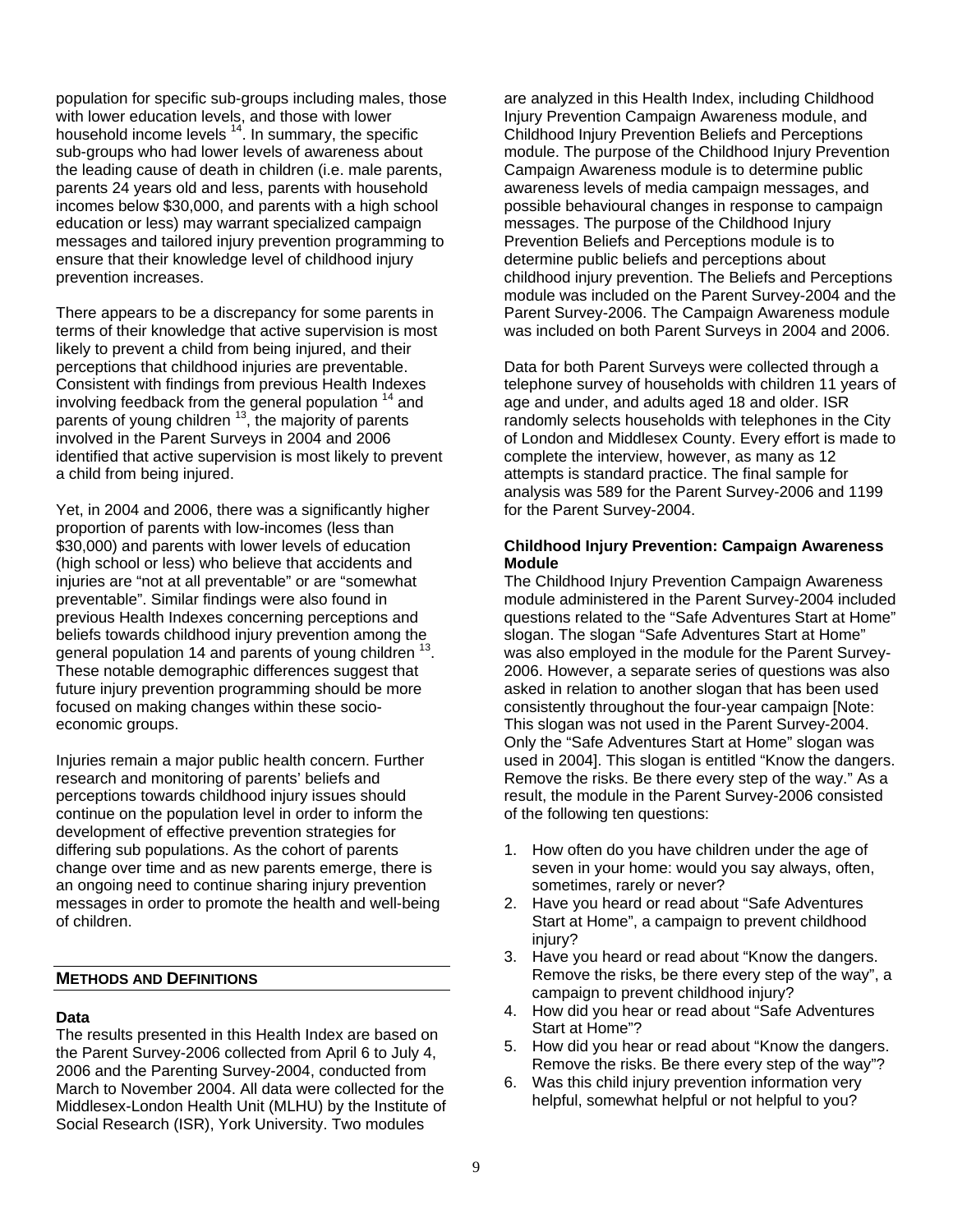population for specific sub-groups including males, those with lower education levels, and those with lower household income levels [14]. In summary, the specific sub-groups who had lower levels of awareness about the leading cause of death in children (i.e. male parents, parents 24 years old and less, parents with household incomes below $30,000, and parents with a high school education or less) may warrant specialized campaign messages and tailored injury prevention programming to ensure that their knowledge level of childhood injury prevention increases.

There appears to be a discrepancy for some parents in terms of their knowledge that active supervision is most likely to prevent a child from being injured, and their perceptions that childhood injuries are preventable. Consistent with findings from previous Health Indexes involving feedback from the general population [14] and parents of young children [13], the majority of parents involved in the Parent Surveys in 2004 and 2006 identified that active supervision is most likely to prevent a child from being injured.

Yet, in 2004 and 2006, there was a significantly higher proportion of parents with low-incomes (less than $30,000) and parents with lower levels of education (high school or less) who believe that accidents and injuries are "not at all preventable" or are "somewhat preventable". Similar findings were also found in previous Health Indexes concerning perceptions and beliefs towards childhood injury prevention among the general population 14 and parents of young children [13]. These notable demographic differences suggest that future injury prevention programming should be more focused on making changes within these socio-economic groups.

Injuries remain a major public health concern. Further research and monitoring of parents' beliefs and perceptions towards childhood injury issues should continue on the population level in order to inform the development of effective prevention strategies for differing sub populations. As the cohort of parents change over time and as new parents emerge, there is an ongoing need to continue sharing injury prevention messages in order to promote the health and well-being of children.

## METHODS AND DEFINITIONS

### Data

The results presented in this Health Index are based on the Parent Survey-2006 collected from April 6 to July 4, 2006 and the Parenting Survey-2004, conducted from March to November 2004. All data were collected for the Middlesex-London Health Unit (MLHU) by the Institute of Social Research (ISR), York University. Two modules are analyzed in this Health Index, including Childhood Injury Prevention Campaign Awareness module, and Childhood Injury Prevention Beliefs and Perceptions module. The purpose of the Childhood Injury Prevention Campaign Awareness module is to determine public awareness levels of media campaign messages, and possible behavioural changes in response to campaign messages. The purpose of the Childhood Injury Prevention Beliefs and Perceptions module is to determine public beliefs and perceptions about childhood injury prevention. The Beliefs and Perceptions module was included on the Parent Survey-2004 and the Parent Survey-2006. The Campaign Awareness module was included on both Parent Surveys in 2004 and 2006.

Data for both Parent Surveys were collected through a telephone survey of households with children 11 years of age and under, and adults aged 18 and older. ISR randomly selects households with telephones in the City of London and Middlesex County. Every effort is made to complete the interview, however, as many as 12 attempts is standard practice. The final sample for analysis was 589 for the Parent Survey-2006 and 1199 for the Parent Survey-2004.

### Childhood Injury Prevention: Campaign Awareness Module

The Childhood Injury Prevention Campaign Awareness module administered in the Parent Survey-2004 included questions related to the "Safe Adventures Start at Home" slogan. The slogan "Safe Adventures Start at Home" was also employed in the module for the Parent Survey-2006. However, a separate series of questions was also asked in relation to another slogan that has been used consistently throughout the four-year campaign [Note: This slogan was not used in the Parent Survey-2004. Only the "Safe Adventures Start at Home" slogan was used in 2004]. This slogan is entitled "Know the dangers. Remove the risks. Be there every step of the way." As a result, the module in the Parent Survey-2006 consisted of the following ten questions:

1. How often do you have children under the age of seven in your home: would you say always, often, sometimes, rarely or never?
2. Have you heard or read about "Safe Adventures Start at Home", a campaign to prevent childhood injury?
3. Have you heard or read about "Know the dangers. Remove the risks, be there every step of the way", a campaign to prevent childhood injury?
4. How did you hear or read about "Safe Adventures Start at Home"?
5. How did you hear or read about "Know the dangers. Remove the risks. Be there every step of the way"?
6. Was this child injury prevention information very helpful, somewhat helpful or not helpful to you?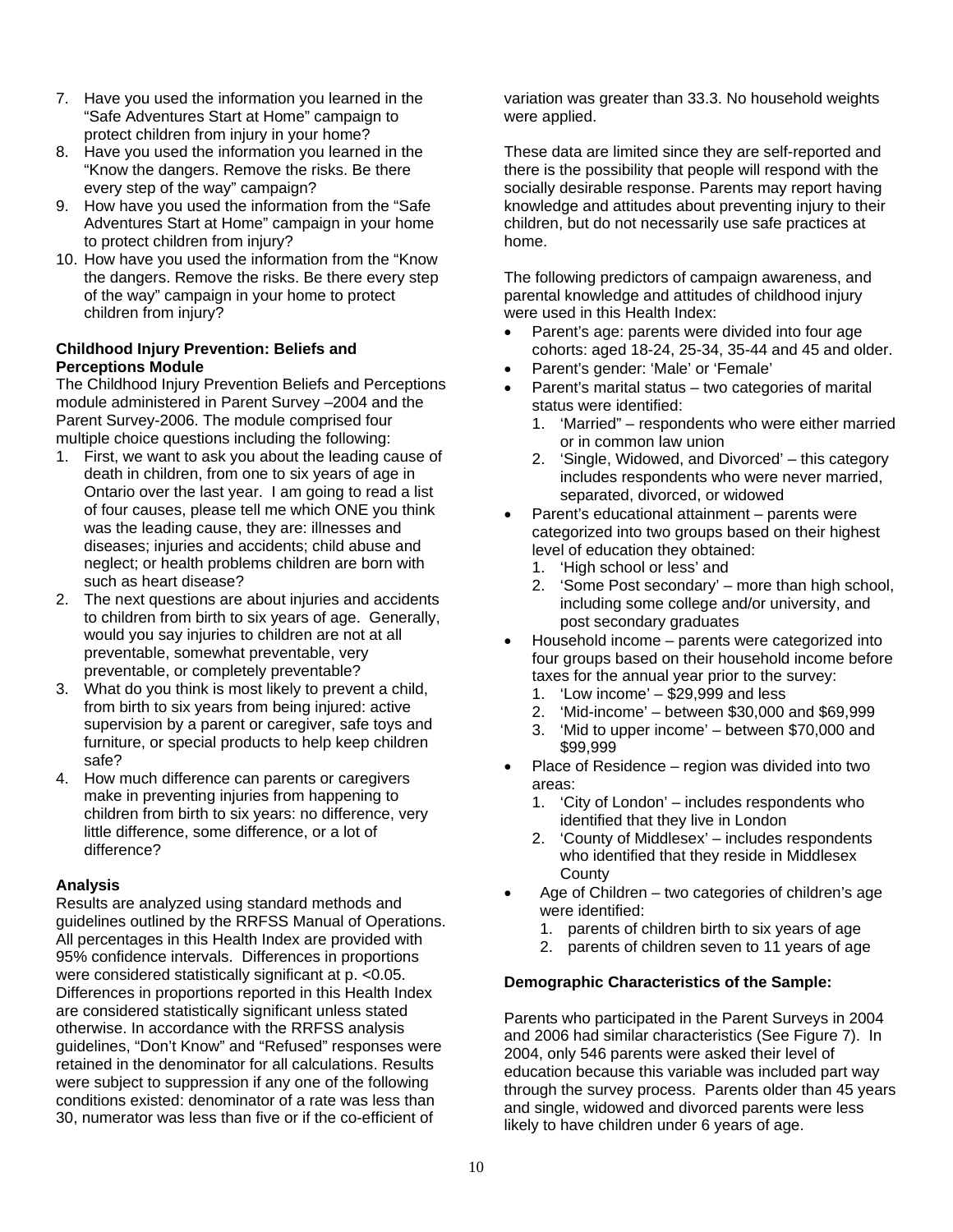7. Have you used the information you learned in the "Safe Adventures Start at Home" campaign to protect children from injury in your home?
8. Have you used the information you learned in the "Know the dangers. Remove the risks. Be there every step of the way" campaign?
9. How have you used the information from the "Safe Adventures Start at Home" campaign in your home to protect children from injury?
10. How have you used the information from the "Know the dangers. Remove the risks. Be there every step of the way" campaign in your home to protect children from injury?

**Childhood Injury Prevention: Beliefs and Perceptions Module**

The Childhood Injury Prevention Beliefs and Perceptions module administered in Parent Survey –2004 and the Parent Survey-2006. The module comprised four multiple choice questions including the following:

1. First, we want to ask you about the leading cause of death in children, from one to six years of age in Ontario over the last year. I am going to read a list of four causes, please tell me which ONE you think was the leading cause, they are: illnesses and diseases; injuries and accidents; child abuse and neglect; or health problems children are born with such as heart disease?
2. The next questions are about injuries and accidents to children from birth to six years of age. Generally, would you say injuries to children are not at all preventable, somewhat preventable, very preventable, or completely preventable?
3. What do you think is most likely to prevent a child, from birth to six years from being injured: active supervision by a parent or caregiver, safe toys and furniture, or special products to help keep children safe?
4. How much difference can parents or caregivers make in preventing injuries from happening to children from birth to six years: no difference, very little difference, some difference, or a lot of difference?

**Analysis**

Results are analyzed using standard methods and guidelines outlined by the RRFSS Manual of Operations. All percentages in this Health Index are provided with 95% confidence intervals. Differences in proportions were considered statistically significant at p. <0.05. Differences in proportions reported in this Health Index are considered statistically significant unless stated otherwise. In accordance with the RRFSS analysis guidelines, "Don't Know" and "Refused" responses were retained in the denominator for all calculations. Results were subject to suppression if any one of the following conditions existed: denominator of a rate was less than 30, numerator was less than five or if the co-efficient of variation was greater than 33.3. No household weights were applied.

These data are limited since they are self-reported and there is the possibility that people will respond with the socially desirable response. Parents may report having knowledge and attitudes about preventing injury to their children, but do not necessarily use safe practices at home.

The following predictors of campaign awareness, and parental knowledge and attitudes of childhood injury were used in this Health Index:

- Parent's age: parents were divided into four age cohorts: aged 18-24, 25-34, 35-44 and 45 and older.
- Parent's gender: 'Male' or 'Female'
- Parent's marital status – two categories of marital status were identified:
  1. 'Married' – respondents who were either married or in common law union
  2. 'Single, Widowed, and Divorced' – this category includes respondents who were never married, separated, divorced, or widowed
- Parent's educational attainment – parents were categorized into two groups based on their highest level of education they obtained:
  1. 'High school or less' and
  2. 'Some Post secondary' – more than high school, including some college and/or university, and post secondary graduates
- Household income – parents were categorized into four groups based on their household income before taxes for the annual year prior to the survey:
  1. 'Low income' – $29,999 and less
  2. 'Mid-income' – between $30,000 and $69,999
  3. 'Mid to upper income' – between $70,000 and $99,999
- Place of Residence – region was divided into two areas:
  1. 'City of London' – includes respondents who identified that they live in London
  2. 'County of Middlesex' – includes respondents who identified that they reside in Middlesex County
- Age of Children – two categories of children's age were identified:
  1. parents of children birth to six years of age
  2. parents of children seven to 11 years of age

**Demographic Characteristics of the Sample:**

Parents who participated in the Parent Surveys in 2004 and 2006 had similar characteristics (See Figure 7). In 2004, only 546 parents were asked their level of education because this variable was included part way through the survey process. Parents older than 45 years and single, widowed and divorced parents were less likely to have children under 6 years of age.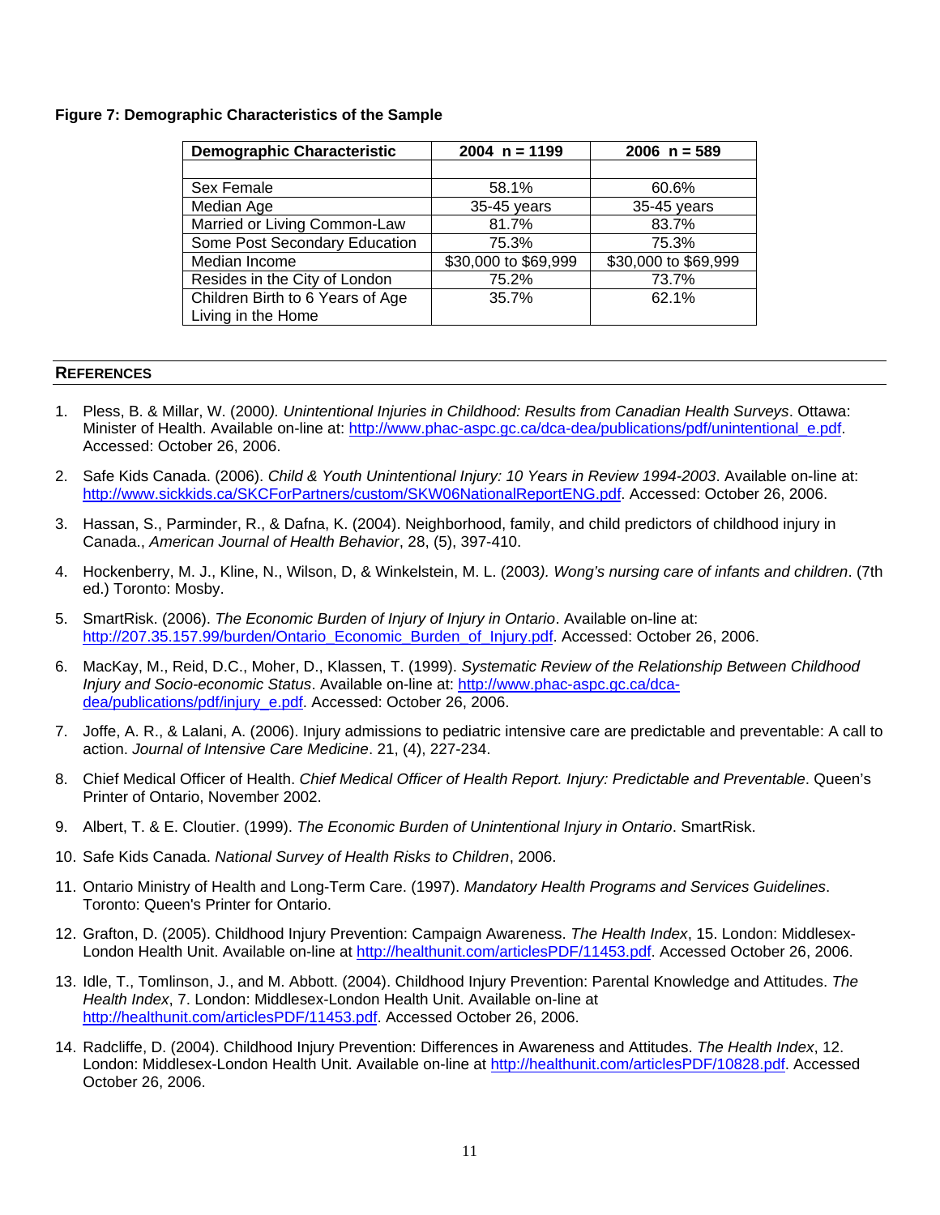**Figure 7: Demographic Characteristics of the Sample**

| Demographic Characteristic | 2004 n = 1199 | 2006 n = 589 |
|---|---|---|
| | | |
| Sex Female | 58.1% | 60.6% |
| Median Age | 35-45 years | 35-45 years |
| Married or Living Common-Law | 81.7% | 83.7% |
| Some Post Secondary Education | 75.3% | 75.3% |
| Median Income | $30,000 to $69,999 | $30,000 to $69,999 |
| Resides in the City of London | 75.2% | 73.7% |
| Children Birth to 6 Years of Age Living in the Home | 35.7% | 62.1% |

## REFERENCES

1. Pless, B. & Millar, W. (2000*). Unintentional Injuries in Childhood: Results from Canadian Health Surveys*. Ottawa: Minister of Health. Available on-line at: http://www.phac-aspc.gc.ca/dca-dea/publications/pdf/unintentional_e.pdf. Accessed: October 26, 2006.

2. Safe Kids Canada. (2006). *Child & Youth Unintentional Injury: 10 Years in Review 1994-2003*. Available on-line at: http://www.sickkids.ca/SKCForPartners/custom/SKW06NationalReportENG.pdf. Accessed: October 26, 2006.

3. Hassan, S., Parminder, R., & Dafna, K. (2004). Neighborhood, family, and child predictors of childhood injury in Canada., *American Journal of Health Behavior*, 28, (5), 397-410.

4. Hockenberry, M. J., Kline, N., Wilson, D, & Winkelstein, M. L. (2003*). Wong's nursing care of infants and children*. (7th ed.) Toronto: Mosby.

5. SmartRisk. (2006). *The Economic Burden of Injury of Injury in Ontario*. Available on-line at: http://207.35.157.99/burden/Ontario_Economic_Burden_of_Injury.pdf. Accessed: October 26, 2006.

6. MacKay, M., Reid, D.C., Moher, D., Klassen, T. (1999). *Systematic Review of the Relationship Between Childhood Injury and Socio-economic Status*. Available on-line at: http://www.phac-aspc.gc.ca/dca-dea/publications/pdf/injury_e.pdf. Accessed: October 26, 2006.

7. Joffe, A. R., & Lalani, A. (2006). Injury admissions to pediatric intensive care are predictable and preventable: A call to action. *Journal of Intensive Care Medicine*. 21, (4), 227-234.

8. Chief Medical Officer of Health. *Chief Medical Officer of Health Report. Injury: Predictable and Preventable*. Queen's Printer of Ontario, November 2002.

9. Albert, T. & E. Cloutier. (1999). *The Economic Burden of Unintentional Injury in Ontario*. SmartRisk.

10. Safe Kids Canada. *National Survey of Health Risks to Children*, 2006.

11. Ontario Ministry of Health and Long-Term Care. (1997). *Mandatory Health Programs and Services Guidelines*. Toronto: Queen's Printer for Ontario.

12. Grafton, D. (2005). Childhood Injury Prevention: Campaign Awareness. *The Health Index*, 15. London: Middlesex-London Health Unit. Available on-line at http://healthunit.com/articlesPDF/11453.pdf. Accessed October 26, 2006.

13. Idle, T., Tomlinson, J., and M. Abbott. (2004). Childhood Injury Prevention: Parental Knowledge and Attitudes. *The Health Index*, 7. London: Middlesex-London Health Unit. Available on-line at http://healthunit.com/articlesPDF/11453.pdf. Accessed October 26, 2006.

14. Radcliffe, D. (2004). Childhood Injury Prevention: Differences in Awareness and Attitudes. *The Health Index*, 12. London: Middlesex-London Health Unit. Available on-line at http://healthunit.com/articlesPDF/10828.pdf. Accessed October 26, 2006.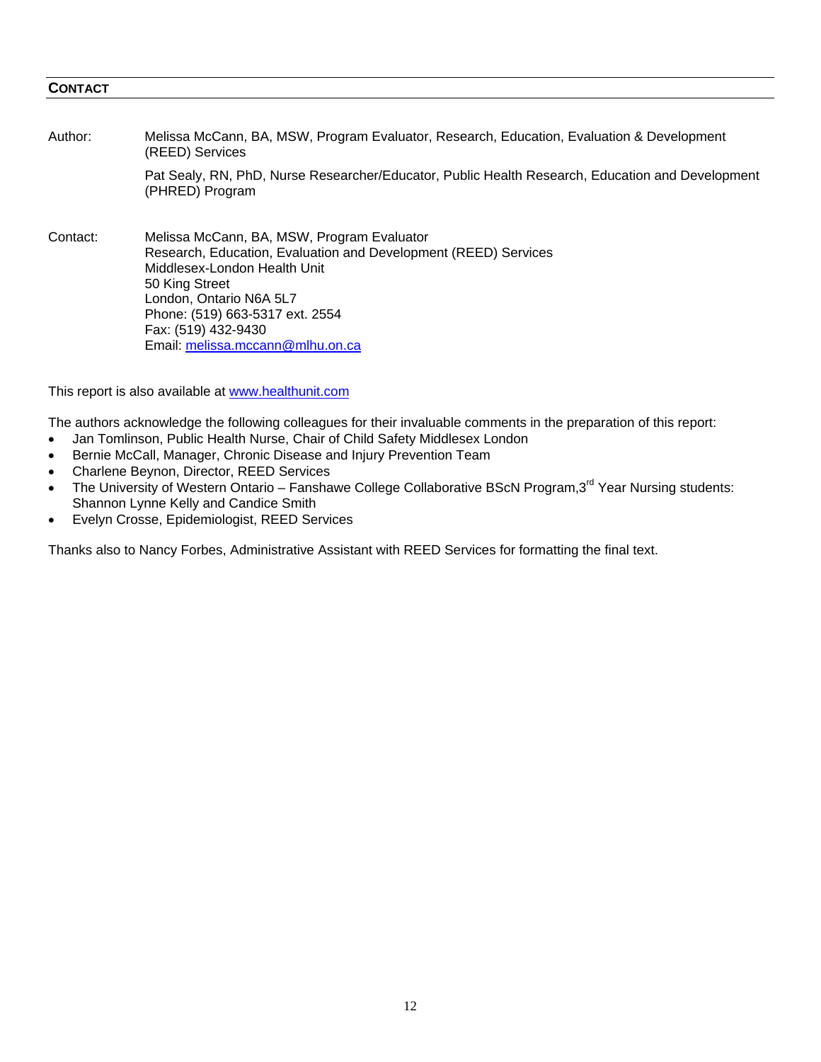## CONTACT

Author: Melissa McCann, BA, MSW, Program Evaluator, Research, Education, Evaluation & Development (REED) Services

Pat Sealy, RN, PhD, Nurse Researcher/Educator, Public Health Research, Education and Development (PHRED) Program

Contact: Melissa McCann, BA, MSW, Program Evaluator
Research, Education, Evaluation and Development (REED) Services
Middlesex-London Health Unit
50 King Street
London, Ontario N6A 5L7
Phone: (519) 663-5317 ext. 2554
Fax: (519) 432-9430
Email: melissa.mccann@mlhu.on.ca

This report is also available at www.healthunit.com

The authors acknowledge the following colleagues for their invaluable comments in the preparation of this report:

- Jan Tomlinson, Public Health Nurse, Chair of Child Safety Middlesex London
- Bernie McCall, Manager, Chronic Disease and Injury Prevention Team
- Charlene Beynon, Director, REED Services
- The University of Western Ontario – Fanshawe College Collaborative BScN Program,3rd Year Nursing students: Shannon Lynne Kelly and Candice Smith
- Evelyn Crosse, Epidemiologist, REED Services

Thanks also to Nancy Forbes, Administrative Assistant with REED Services for formatting the final text.